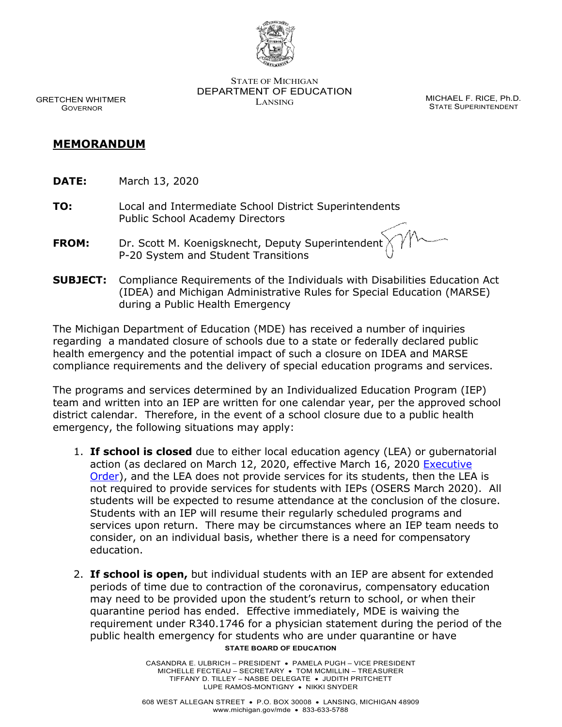STATE OF MICHIGAN
DEPARTMENT OF EDUCATION
LANSING

GRETCHEN WHITMER
GOVERNOR

MICHAEL F. RICE, Ph.D.
STATE SUPERINTENDENT

## MEMORANDUM

**DATE:** March 13, 2020

**TO:** Local and Intermediate School District Superintendents
Public School Academy Directors

**FROM:** Dr. Scott M. Koenigsknecht, Deputy Superintendent
P-20 System and Student Transitions

**SUBJECT:** Compliance Requirements of the Individuals with Disabilities Education Act (IDEA) and Michigan Administrative Rules for Special Education (MARSE) during a Public Health Emergency

The Michigan Department of Education (MDE) has received a number of inquiries regarding a mandated closure of schools due to a state or federally declared public health emergency and the potential impact of such a closure on IDEA and MARSE compliance requirements and the delivery of special education programs and services.

The programs and services determined by an Individualized Education Program (IEP) team and written into an IEP are written for one calendar year, per the approved school district calendar. Therefore, in the event of a school closure due to a public health emergency, the following situations may apply:

1. **If school is closed** due to either local education agency (LEA) or gubernatorial action (as declared on March 12, 2020, effective March 16, 2020 Executive Order), and the LEA does not provide services for its students, then the LEA is not required to provide services for students with IEPs (OSERS March 2020). All students will be expected to resume attendance at the conclusion of the closure. Students with an IEP will resume their regularly scheduled programs and services upon return. There may be circumstances where an IEP team needs to consider, on an individual basis, whether there is a need for compensatory education.

2. **If school is open,** but individual students with an IEP are absent for extended periods of time due to contraction of the coronavirus, compensatory education may need to be provided upon the student's return to school, or when their quarantine period has ended. Effective immediately, MDE is waiving the requirement under R340.1746 for a physician statement during the period of the public health emergency for students who are under quarantine or have

**STATE BOARD OF EDUCATION**

CASANDRA E. ULBRICH – PRESIDENT • PAMELA PUGH – VICE PRESIDENT
MICHELLE FECTEAU – SECRETARY • TOM MCMILLIN – TREASURER
TIFFANY D. TILLEY – NASBE DELEGATE • JUDITH PRITCHETT
LUPE RAMOS-MONTIGNY • NIKKI SNYDER

608 WEST ALLEGAN STREET • P.O. BOX 30008 • LANSING, MICHIGAN 48909
www.michigan.gov/mde • 833-633-5788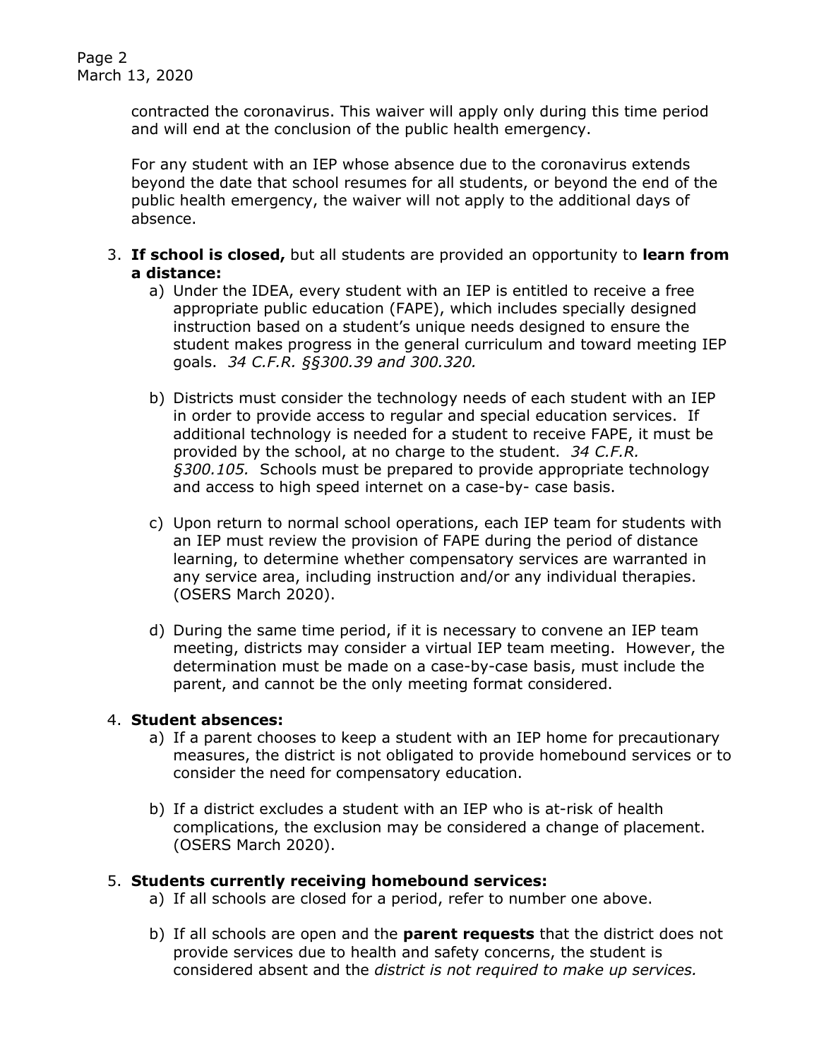contracted the coronavirus. This waiver will apply only during this time period and will end at the conclusion of the public health emergency.

For any student with an IEP whose absence due to the coronavirus extends beyond the date that school resumes for all students, or beyond the end of the public health emergency, the waiver will not apply to the additional days of absence.

3. **If school is closed,** but all students are provided an opportunity to **learn from a distance:**
   a) Under the IDEA, every student with an IEP is entitled to receive a free appropriate public education (FAPE), which includes specially designed instruction based on a student's unique needs designed to ensure the student makes progress in the general curriculum and toward meeting IEP goals. *34 C.F.R. §§300.39 and 300.320.*

   b) Districts must consider the technology needs of each student with an IEP in order to provide access to regular and special education services. If additional technology is needed for a student to receive FAPE, it must be provided by the school, at no charge to the student. *34 C.F.R. §300.105.* Schools must be prepared to provide appropriate technology and access to high speed internet on a case-by- case basis.

   c) Upon return to normal school operations, each IEP team for students with an IEP must review the provision of FAPE during the period of distance learning, to determine whether compensatory services are warranted in any service area, including instruction and/or any individual therapies. (OSERS March 2020).

   d) During the same time period, if it is necessary to convene an IEP team meeting, districts may consider a virtual IEP team meeting. However, the determination must be made on a case-by-case basis, must include the parent, and cannot be the only meeting format considered.

4. **Student absences:**
   a) If a parent chooses to keep a student with an IEP home for precautionary measures, the district is not obligated to provide homebound services or to consider the need for compensatory education.

   b) If a district excludes a student with an IEP who is at-risk of health complications, the exclusion may be considered a change of placement. (OSERS March 2020).

5. **Students currently receiving homebound services:**
   a) If all schools are closed for a period, refer to number one above.

   b) If all schools are open and the **parent requests** that the district does not provide services due to health and safety concerns, the student is considered absent and the *district is not required to make up services.*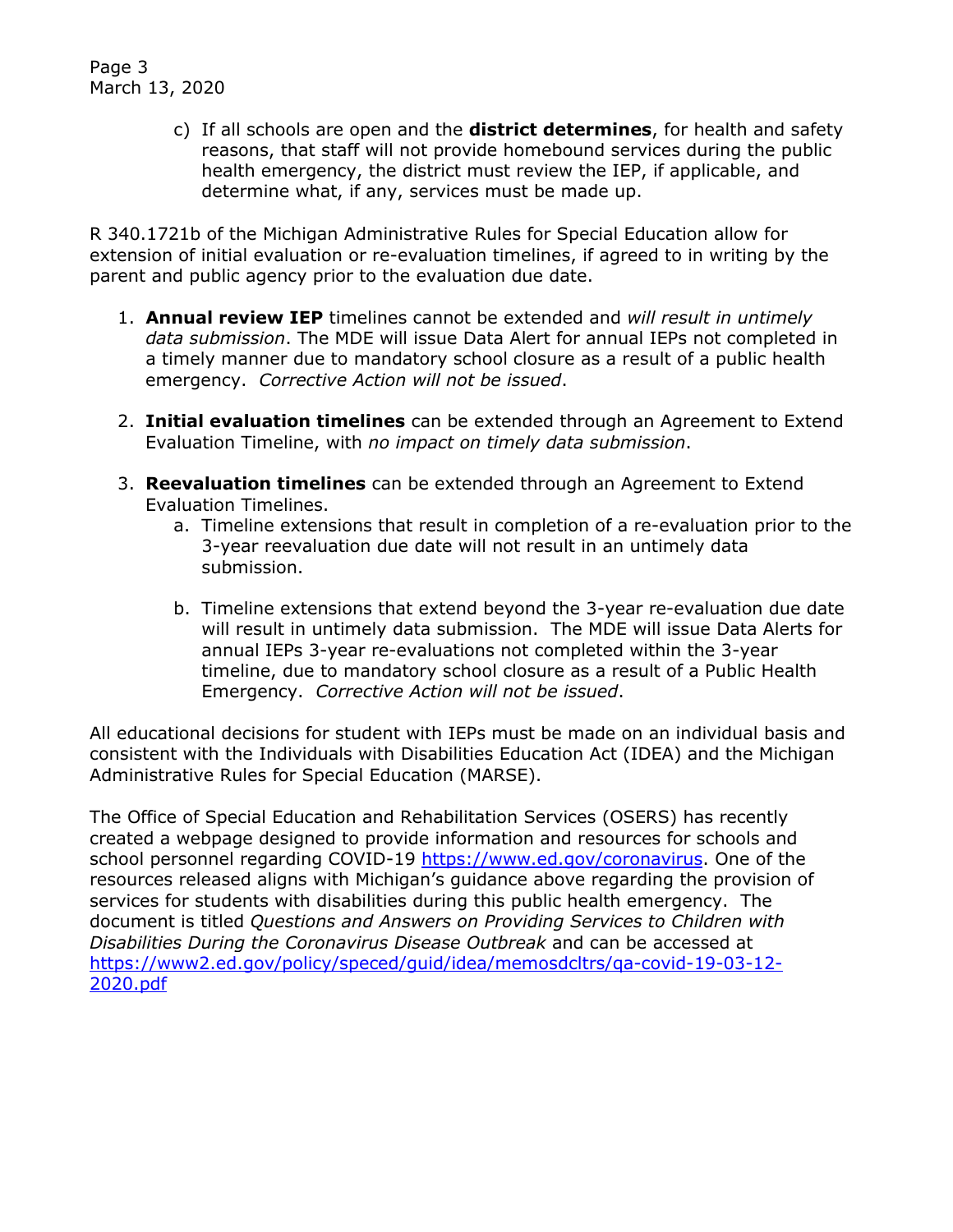c) If all schools are open and the **district determines**, for health and safety reasons, that staff will not provide homebound services during the public health emergency, the district must review the IEP, if applicable, and determine what, if any, services must be made up.

R 340.1721b of the Michigan Administrative Rules for Special Education allow for extension of initial evaluation or re-evaluation timelines, if agreed to in writing by the parent and public agency prior to the evaluation due date.

1. **Annual review IEP** timelines cannot be extended and *will result in untimely data submission*. The MDE will issue Data Alert for annual IEPs not completed in a timely manner due to mandatory school closure as a result of a public health emergency. *Corrective Action will not be issued*.

2. **Initial evaluation timelines** can be extended through an Agreement to Extend Evaluation Timeline, with *no impact on timely data submission*.

3. **Reevaluation timelines** can be extended through an Agreement to Extend Evaluation Timelines.
   a. Timeline extensions that result in completion of a re-evaluation prior to the 3-year reevaluation due date will not result in an untimely data submission.

   b. Timeline extensions that extend beyond the 3-year re-evaluation due date will result in untimely data submission. The MDE will issue Data Alerts for annual IEPs 3-year re-evaluations not completed within the 3-year timeline, due to mandatory school closure as a result of a Public Health Emergency. *Corrective Action will not be issued*.

All educational decisions for student with IEPs must be made on an individual basis and consistent with the Individuals with Disabilities Education Act (IDEA) and the Michigan Administrative Rules for Special Education (MARSE).

The Office of Special Education and Rehabilitation Services (OSERS) has recently created a webpage designed to provide information and resources for schools and school personnel regarding COVID-19 https://www.ed.gov/coronavirus. One of the resources released aligns with Michigan's guidance above regarding the provision of services for students with disabilities during this public health emergency. The document is titled *Questions and Answers on Providing Services to Children with Disabilities During the Coronavirus Disease Outbreak* and can be accessed at https://www2.ed.gov/policy/speced/guid/idea/memosdcltrs/qa-covid-19-03-12-2020.pdf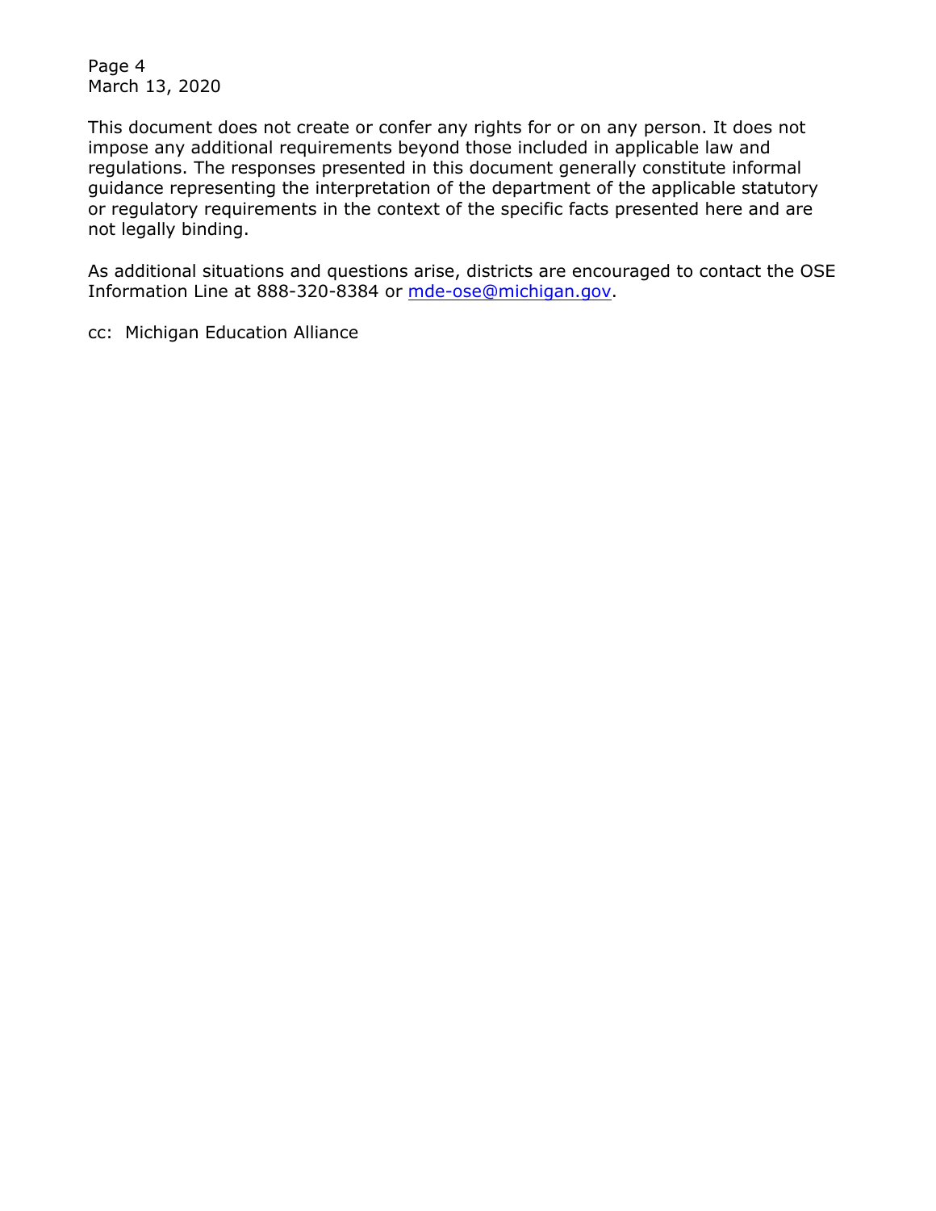This document does not create or confer any rights for or on any person. It does not impose any additional requirements beyond those included in applicable law and regulations. The responses presented in this document generally constitute informal guidance representing the interpretation of the department of the applicable statutory or regulatory requirements in the context of the specific facts presented here and are not legally binding.

As additional situations and questions arise, districts are encouraged to contact the OSE Information Line at 888-320-8384 or [mde-ose@michigan.gov](mailto:mde-ose@michigan.gov).

cc: Michigan Education Alliance